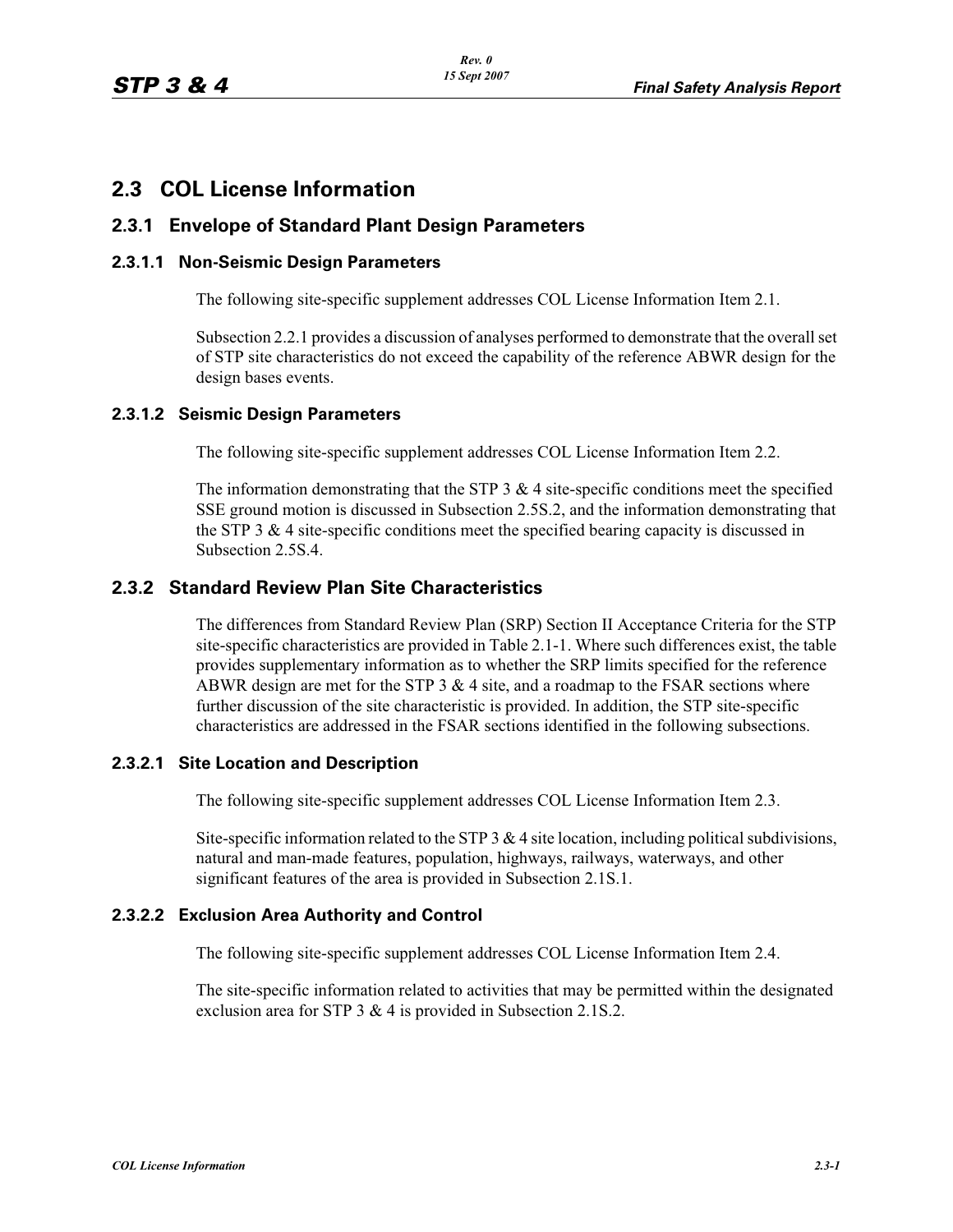## 2.3 COL License Information

### 2.3.1 Envelope of Standard Plant Design Parameters

#### 2.3.1.1 Non-Seismic Design Parameters

The following site-specific supplement addresses COL License Information Item 2.1.

Subsection 2.2.1 provides a discussion of analyses performed to demonstrate that the overall set of STP site characteristics do not exceed the capability of the reference ABWR design for the design bases events.

#### 2.3.1.2 Seismic Design Parameters

The following site-specific supplement addresses COL License Information Item 2.2.

The information demonstrating that the STP 3 & 4 site-specific conditions meet the specified SSE ground motion is discussed in Subsection 2.5S.2, and the information demonstrating that the STP 3 & 4 site-specific conditions meet the specified bearing capacity is discussed in Subsection 2.5S.4.

### 2.3.2 Standard Review Plan Site Characteristics

The differences from Standard Review Plan (SRP) Section II Acceptance Criteria for the STP site-specific characteristics are provided in Table 2.1-1. Where such differences exist, the table provides supplementary information as to whether the SRP limits specified for the reference ABWR design are met for the STP 3 & 4 site, and a roadmap to the FSAR sections where further discussion of the site characteristic is provided. In addition, the STP site-specific characteristics are addressed in the FSAR sections identified in the following subsections.

#### 2.3.2.1 Site Location and Description

The following site-specific supplement addresses COL License Information Item 2.3.

Site-specific information related to the STP 3 & 4 site location, including political subdivisions, natural and man-made features, population, highways, railways, waterways, and other significant features of the area is provided in Subsection 2.1S.1.

#### 2.3.2.2 Exclusion Area Authority and Control

The following site-specific supplement addresses COL License Information Item 2.4.

The site-specific information related to activities that may be permitted within the designated exclusion area for STP 3 & 4 is provided in Subsection 2.1S.2.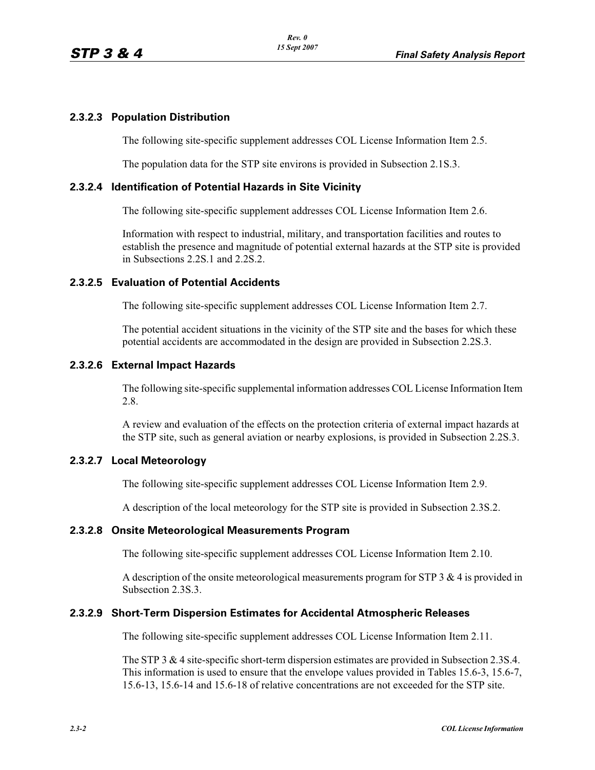### 2.3.2.3 Population Distribution

The following site-specific supplement addresses COL License Information Item 2.5.

The population data for the STP site environs is provided in Subsection 2.1S.3.

### 2.3.2.4 Identification of Potential Hazards in Site Vicinity

The following site-specific supplement addresses COL License Information Item 2.6.

Information with respect to industrial, military, and transportation facilities and routes to establish the presence and magnitude of potential external hazards at the STP site is provided in Subsections 2.2S.1 and 2.2S.2.

### 2.3.2.5 Evaluation of Potential Accidents

The following site-specific supplement addresses COL License Information Item 2.7.

The potential accident situations in the vicinity of the STP site and the bases for which these potential accidents are accommodated in the design are provided in Subsection 2.2S.3.

### 2.3.2.6 External Impact Hazards

The following site-specific supplemental information addresses COL License Information Item 2.8.

A review and evaluation of the effects on the protection criteria of external impact hazards at the STP site, such as general aviation or nearby explosions, is provided in Subsection 2.2S.3.

### 2.3.2.7 Local Meteorology

The following site-specific supplement addresses COL License Information Item 2.9.

A description of the local meteorology for the STP site is provided in Subsection 2.3S.2.

### 2.3.2.8 Onsite Meteorological Measurements Program

The following site-specific supplement addresses COL License Information Item 2.10.

A description of the onsite meteorological measurements program for STP 3 & 4 is provided in Subsection 2.3S.3.

### 2.3.2.9 Short-Term Dispersion Estimates for Accidental Atmospheric Releases

The following site-specific supplement addresses COL License Information Item 2.11.

The STP 3 & 4 site-specific short-term dispersion estimates are provided in Subsection 2.3S.4. This information is used to ensure that the envelope values provided in Tables 15.6-3, 15.6-7, 15.6-13, 15.6-14 and 15.6-18 of relative concentrations are not exceeded for the STP site.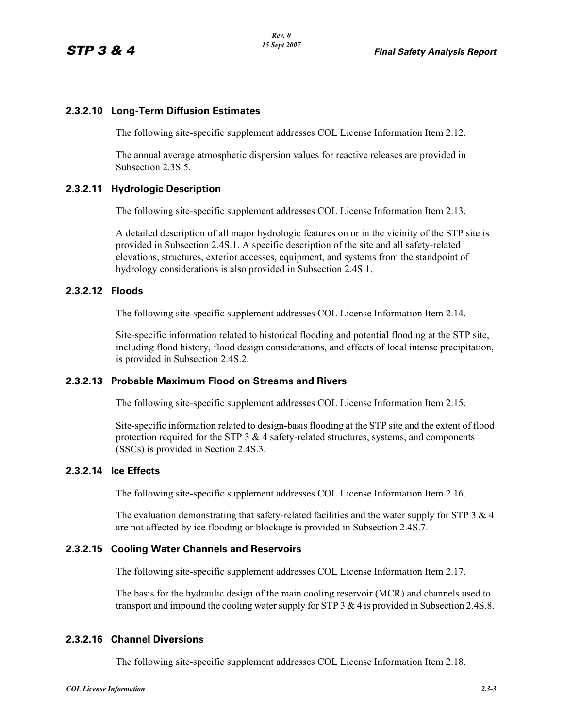### 2.3.2.10 Long-Term Diffusion Estimates

The following site-specific supplement addresses COL License Information Item 2.12.

The annual average atmospheric dispersion values for reactive releases are provided in Subsection 2.3S.5.

### 2.3.2.11 Hydrologic Description

The following site-specific supplement addresses COL License Information Item 2.13.

A detailed description of all major hydrologic features on or in the vicinity of the STP site is provided in Subsection 2.4S.1. A specific description of the site and all safety-related elevations, structures, exterior accesses, equipment, and systems from the standpoint of hydrology considerations is also provided in Subsection 2.4S.1.

### 2.3.2.12 Floods

The following site-specific supplement addresses COL License Information Item 2.14.

Site-specific information related to historical flooding and potential flooding at the STP site, including flood history, flood design considerations, and effects of local intense precipitation, is provided in Subsection 2.4S.2.

### 2.3.2.13 Probable Maximum Flood on Streams and Rivers

The following site-specific supplement addresses COL License Information Item 2.15.

Site-specific information related to design-basis flooding at the STP site and the extent of flood protection required for the STP 3 & 4 safety-related structures, systems, and components (SSCs) is provided in Section 2.4S.3.

### 2.3.2.14 Ice Effects

The following site-specific supplement addresses COL License Information Item 2.16.

The evaluation demonstrating that safety-related facilities and the water supply for STP 3 & 4 are not affected by ice flooding or blockage is provided in Subsection 2.4S.7.

### 2.3.2.15 Cooling Water Channels and Reservoirs

The following site-specific supplement addresses COL License Information Item 2.17.

The basis for the hydraulic design of the main cooling reservoir (MCR) and channels used to transport and impound the cooling water supply for STP 3 & 4 is provided in Subsection 2.4S.8.

### 2.3.2.16 Channel Diversions

The following site-specific supplement addresses COL License Information Item 2.18.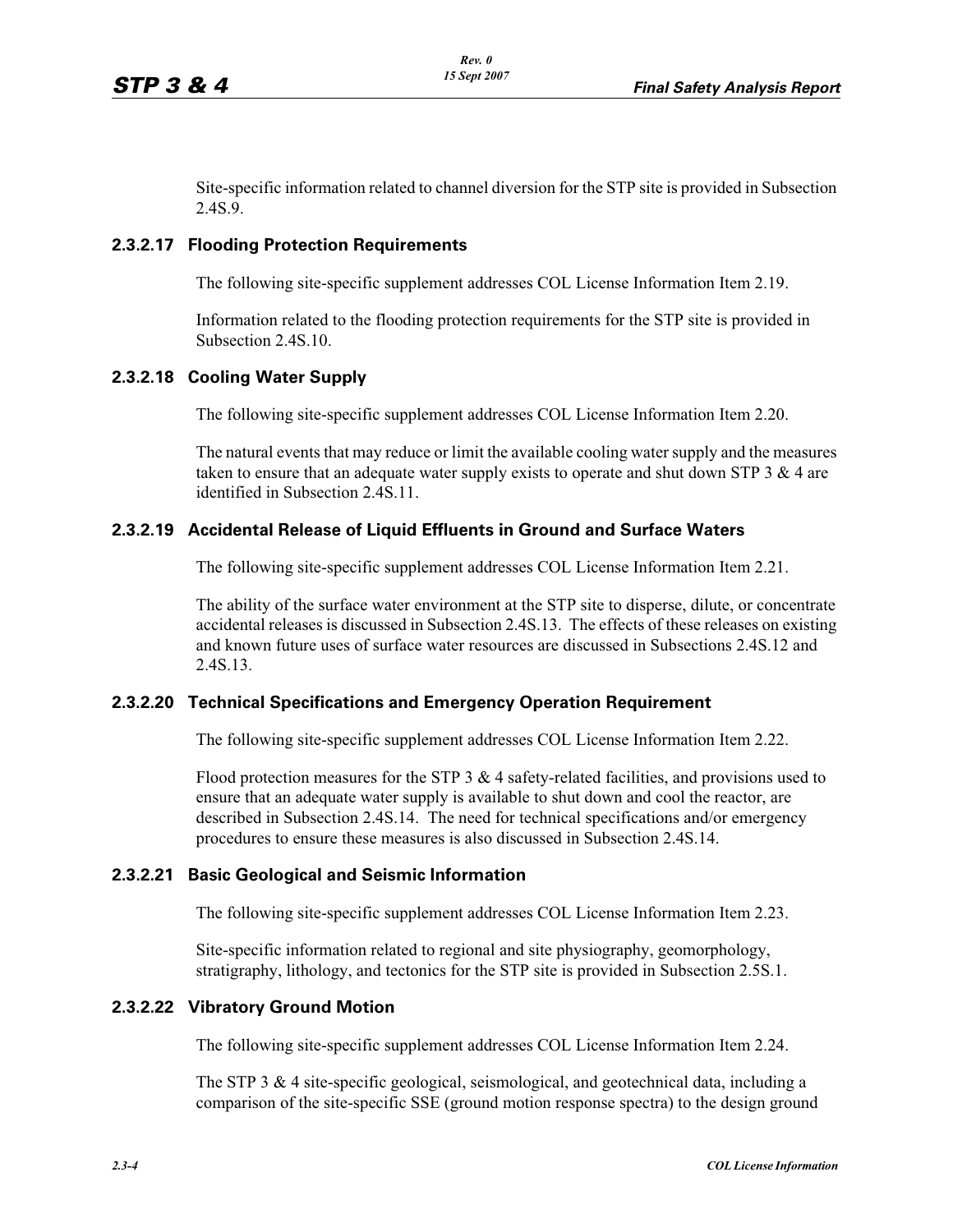Site-specific information related to channel diversion for the STP site is provided in Subsection 2.4S.9.

### 2.3.2.17 Flooding Protection Requirements

The following site-specific supplement addresses COL License Information Item 2.19.

Information related to the flooding protection requirements for the STP site is provided in Subsection 2.4S.10.

### 2.3.2.18 Cooling Water Supply

The following site-specific supplement addresses COL License Information Item 2.20.

The natural events that may reduce or limit the available cooling water supply and the measures taken to ensure that an adequate water supply exists to operate and shut down STP 3 & 4 are identified in Subsection 2.4S.11.

### 2.3.2.19 Accidental Release of Liquid Effluents in Ground and Surface Waters

The following site-specific supplement addresses COL License Information Item 2.21.

The ability of the surface water environment at the STP site to disperse, dilute, or concentrate accidental releases is discussed in Subsection 2.4S.13. The effects of these releases on existing and known future uses of surface water resources are discussed in Subsections 2.4S.12 and 2.4S.13.

### 2.3.2.20 Technical Specifications and Emergency Operation Requirement

The following site-specific supplement addresses COL License Information Item 2.22.

Flood protection measures for the STP 3 & 4 safety-related facilities, and provisions used to ensure that an adequate water supply is available to shut down and cool the reactor, are described in Subsection 2.4S.14. The need for technical specifications and/or emergency procedures to ensure these measures is also discussed in Subsection 2.4S.14.

### 2.3.2.21 Basic Geological and Seismic Information

The following site-specific supplement addresses COL License Information Item 2.23.

Site-specific information related to regional and site physiography, geomorphology, stratigraphy, lithology, and tectonics for the STP site is provided in Subsection 2.5S.1.

### 2.3.2.22 Vibratory Ground Motion

The following site-specific supplement addresses COL License Information Item 2.24.

The STP 3 & 4 site-specific geological, seismological, and geotechnical data, including a comparison of the site-specific SSE (ground motion response spectra) to the design ground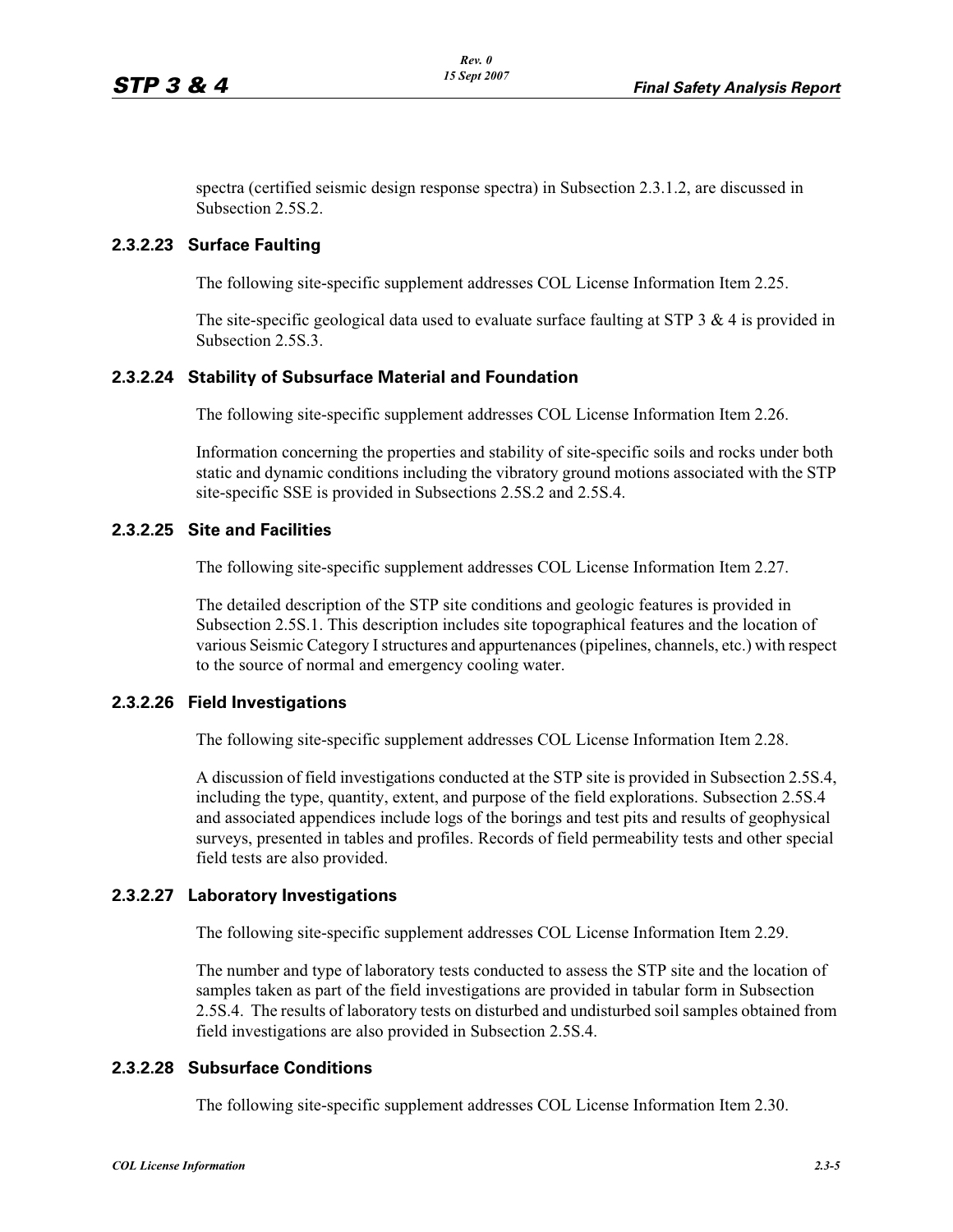spectra (certified seismic design response spectra) in Subsection 2.3.1.2, are discussed in Subsection 2.5S.2.

### 2.3.2.23 Surface Faulting

The following site-specific supplement addresses COL License Information Item 2.25.

The site-specific geological data used to evaluate surface faulting at STP 3 & 4 is provided in Subsection 2.5S.3.

### 2.3.2.24 Stability of Subsurface Material and Foundation

The following site-specific supplement addresses COL License Information Item 2.26.

Information concerning the properties and stability of site-specific soils and rocks under both static and dynamic conditions including the vibratory ground motions associated with the STP site-specific SSE is provided in Subsections 2.5S.2 and 2.5S.4.

### 2.3.2.25 Site and Facilities

The following site-specific supplement addresses COL License Information Item 2.27.

The detailed description of the STP site conditions and geologic features is provided in Subsection 2.5S.1. This description includes site topographical features and the location of various Seismic Category I structures and appurtenances (pipelines, channels, etc.) with respect to the source of normal and emergency cooling water.

### 2.3.2.26 Field Investigations

The following site-specific supplement addresses COL License Information Item 2.28.

A discussion of field investigations conducted at the STP site is provided in Subsection 2.5S.4, including the type, quantity, extent, and purpose of the field explorations. Subsection 2.5S.4 and associated appendices include logs of the borings and test pits and results of geophysical surveys, presented in tables and profiles. Records of field permeability tests and other special field tests are also provided.

### 2.3.2.27 Laboratory Investigations

The following site-specific supplement addresses COL License Information Item 2.29.

The number and type of laboratory tests conducted to assess the STP site and the location of samples taken as part of the field investigations are provided in tabular form in Subsection 2.5S.4. The results of laboratory tests on disturbed and undisturbed soil samples obtained from field investigations are also provided in Subsection 2.5S.4.

### 2.3.2.28 Subsurface Conditions

The following site-specific supplement addresses COL License Information Item 2.30.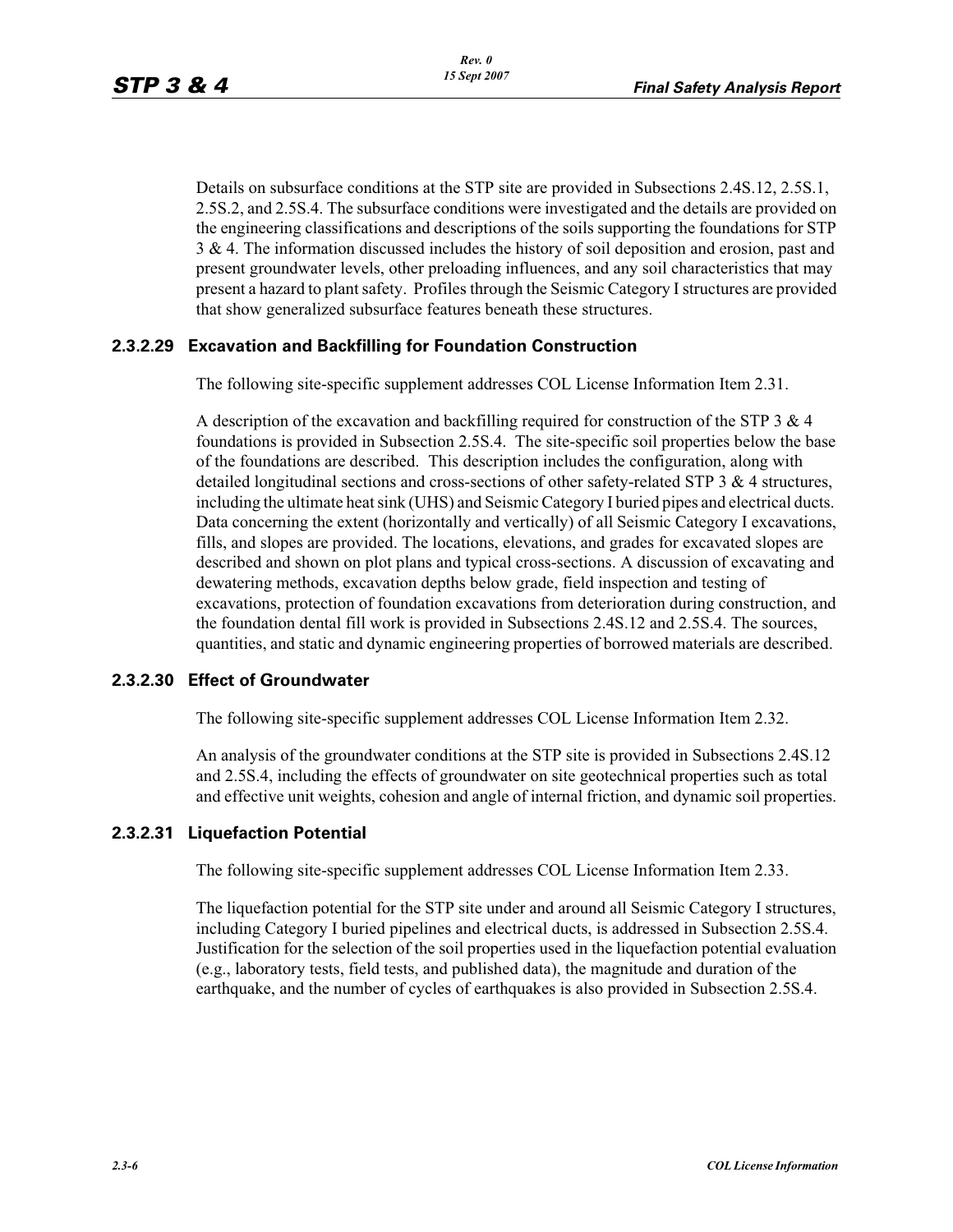Details on subsurface conditions at the STP site are provided in Subsections 2.4S.12, 2.5S.1, 2.5S.2, and 2.5S.4. The subsurface conditions were investigated and the details are provided on the engineering classifications and descriptions of the soils supporting the foundations for STP 3 & 4. The information discussed includes the history of soil deposition and erosion, past and present groundwater levels, other preloading influences, and any soil characteristics that may present a hazard to plant safety. Profiles through the Seismic Category I structures are provided that show generalized subsurface features beneath these structures.

### 2.3.2.29 Excavation and Backfilling for Foundation Construction

The following site-specific supplement addresses COL License Information Item 2.31.

A description of the excavation and backfilling required for construction of the STP 3 & 4 foundations is provided in Subsection 2.5S.4. The site-specific soil properties below the base of the foundations are described. This description includes the configuration, along with detailed longitudinal sections and cross-sections of other safety-related STP 3 & 4 structures, including the ultimate heat sink (UHS) and Seismic Category I buried pipes and electrical ducts. Data concerning the extent (horizontally and vertically) of all Seismic Category I excavations, fills, and slopes are provided. The locations, elevations, and grades for excavated slopes are described and shown on plot plans and typical cross-sections. A discussion of excavating and dewatering methods, excavation depths below grade, field inspection and testing of excavations, protection of foundation excavations from deterioration during construction, and the foundation dental fill work is provided in Subsections 2.4S.12 and 2.5S.4. The sources, quantities, and static and dynamic engineering properties of borrowed materials are described.

### 2.3.2.30 Effect of Groundwater

The following site-specific supplement addresses COL License Information Item 2.32.

An analysis of the groundwater conditions at the STP site is provided in Subsections 2.4S.12 and 2.5S.4, including the effects of groundwater on site geotechnical properties such as total and effective unit weights, cohesion and angle of internal friction, and dynamic soil properties.

### 2.3.2.31 Liquefaction Potential

The following site-specific supplement addresses COL License Information Item 2.33.

The liquefaction potential for the STP site under and around all Seismic Category I structures, including Category I buried pipelines and electrical ducts, is addressed in Subsection 2.5S.4. Justification for the selection of the soil properties used in the liquefaction potential evaluation (e.g., laboratory tests, field tests, and published data), the magnitude and duration of the earthquake, and the number of cycles of earthquakes is also provided in Subsection 2.5S.4.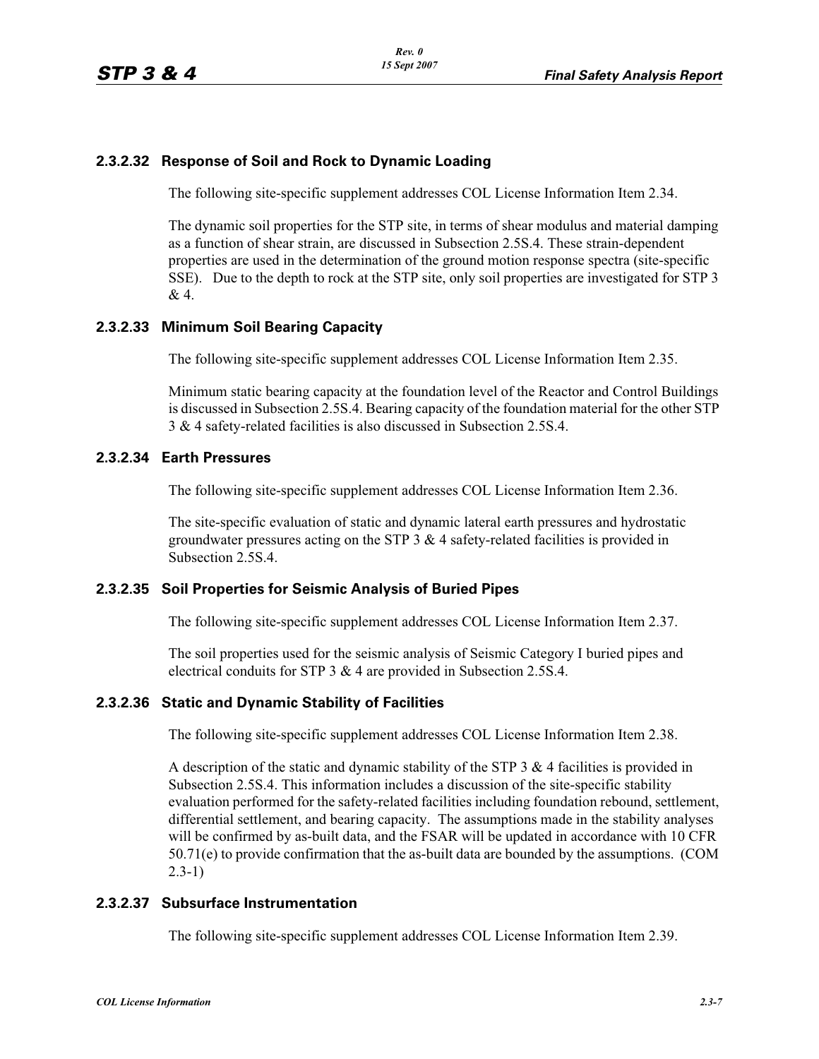### 2.3.2.32 Response of Soil and Rock to Dynamic Loading

The following site-specific supplement addresses COL License Information Item 2.34.

The dynamic soil properties for the STP site, in terms of shear modulus and material damping as a function of shear strain, are discussed in Subsection 2.5S.4. These strain-dependent properties are used in the determination of the ground motion response spectra (site-specific SSE). Due to the depth to rock at the STP site, only soil properties are investigated for STP 3 & 4.

### 2.3.2.33 Minimum Soil Bearing Capacity

The following site-specific supplement addresses COL License Information Item 2.35.

Minimum static bearing capacity at the foundation level of the Reactor and Control Buildings is discussed in Subsection 2.5S.4. Bearing capacity of the foundation material for the other STP 3 & 4 safety-related facilities is also discussed in Subsection 2.5S.4.

### 2.3.2.34 Earth Pressures

The following site-specific supplement addresses COL License Information Item 2.36.

The site-specific evaluation of static and dynamic lateral earth pressures and hydrostatic groundwater pressures acting on the STP 3 & 4 safety-related facilities is provided in Subsection 2.5S.4.

### 2.3.2.35 Soil Properties for Seismic Analysis of Buried Pipes

The following site-specific supplement addresses COL License Information Item 2.37.

The soil properties used for the seismic analysis of Seismic Category I buried pipes and electrical conduits for STP 3 & 4 are provided in Subsection 2.5S.4.

### 2.3.2.36 Static and Dynamic Stability of Facilities

The following site-specific supplement addresses COL License Information Item 2.38.

A description of the static and dynamic stability of the STP 3 & 4 facilities is provided in Subsection 2.5S.4. This information includes a discussion of the site-specific stability evaluation performed for the safety-related facilities including foundation rebound, settlement, differential settlement, and bearing capacity. The assumptions made in the stability analyses will be confirmed by as-built data, and the FSAR will be updated in accordance with 10 CFR 50.71(e) to provide confirmation that the as-built data are bounded by the assumptions. (COM 2.3-1)

### 2.3.2.37 Subsurface Instrumentation

The following site-specific supplement addresses COL License Information Item 2.39.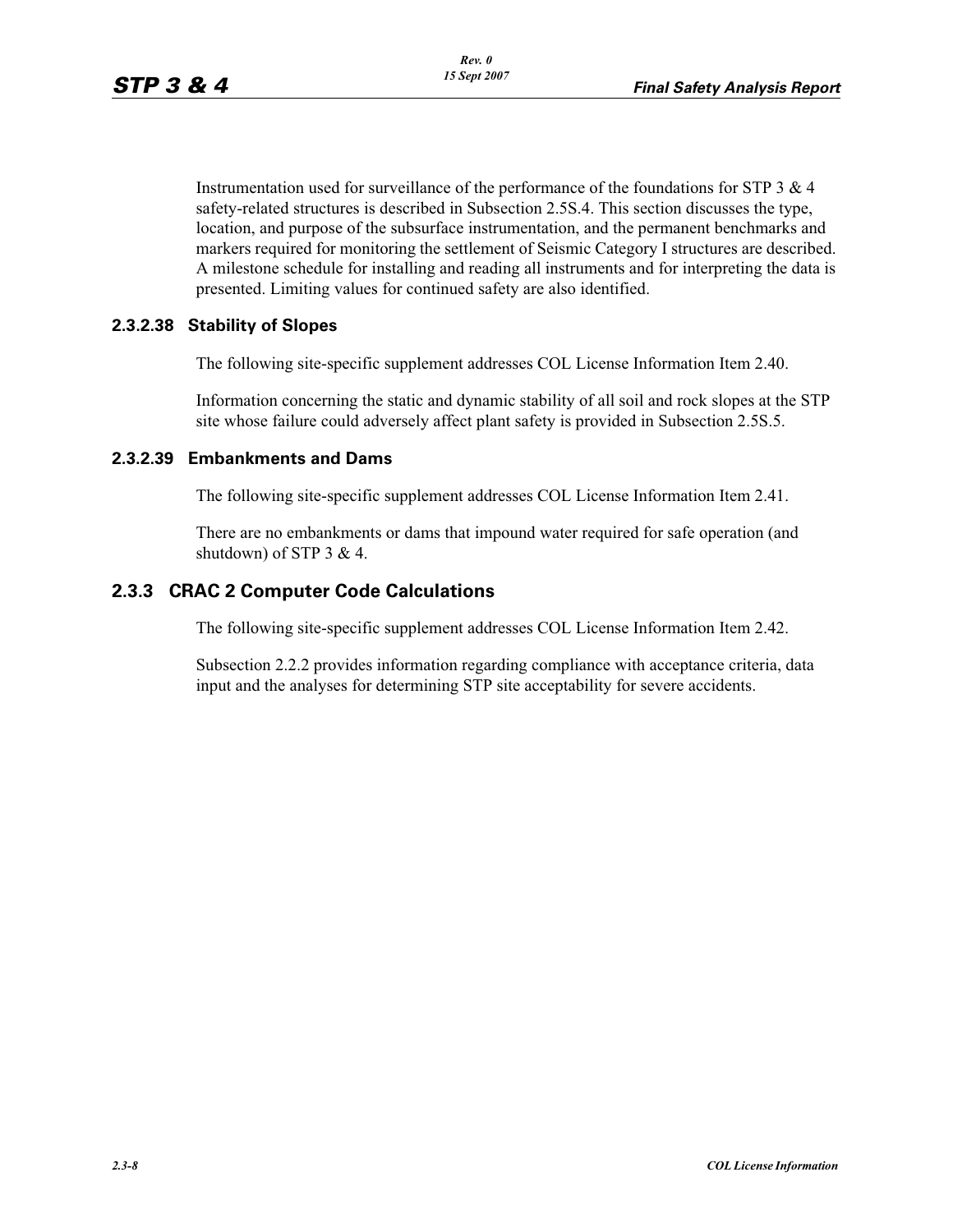Instrumentation used for surveillance of the performance of the foundations for STP 3 & 4 safety-related structures is described in Subsection 2.5S.4. This section discusses the type, location, and purpose of the subsurface instrumentation, and the permanent benchmarks and markers required for monitoring the settlement of Seismic Category I structures are described. A milestone schedule for installing and reading all instruments and for interpreting the data is presented. Limiting values for continued safety are also identified.

### 2.3.2.38 Stability of Slopes

The following site-specific supplement addresses COL License Information Item 2.40.

Information concerning the static and dynamic stability of all soil and rock slopes at the STP site whose failure could adversely affect plant safety is provided in Subsection 2.5S.5.

### 2.3.2.39 Embankments and Dams

The following site-specific supplement addresses COL License Information Item 2.41.

There are no embankments or dams that impound water required for safe operation (and shutdown) of STP 3 & 4.

## 2.3.3 CRAC 2 Computer Code Calculations

The following site-specific supplement addresses COL License Information Item 2.42.

Subsection 2.2.2 provides information regarding compliance with acceptance criteria, data input and the analyses for determining STP site acceptability for severe accidents.